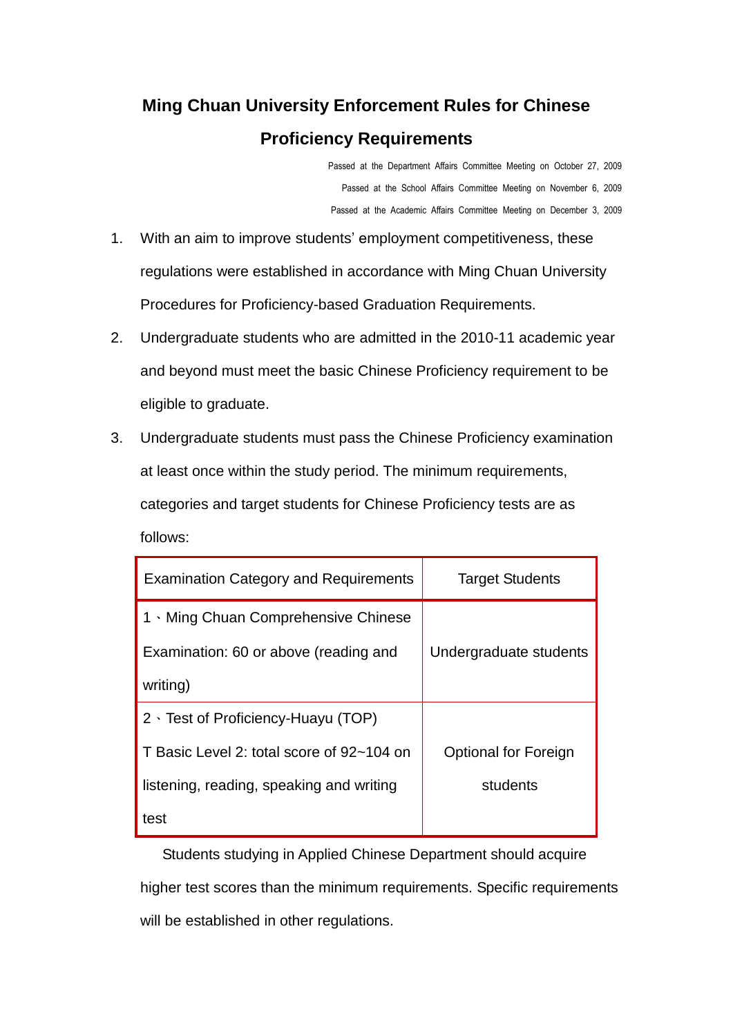# Ming Chuan University Enforcement Rules for Chinese Proficiency Requirements

Passed at the Department Affairs Committee Meeting on October 27, 2009
Passed at the School Affairs Committee Meeting on November 6, 2009
Passed at the Academic Affairs Committee Meeting on December 3, 2009

1. With an aim to improve students' employment competitiveness, these regulations were established in accordance with Ming Chuan University Procedures for Proficiency-based Graduation Requirements.
2. Undergraduate students who are admitted in the 2010-11 academic year and beyond must meet the basic Chinese Proficiency requirement to be eligible to graduate.
3. Undergraduate students must pass the Chinese Proficiency examination at least once within the study period. The minimum requirements, categories and target students for Chinese Proficiency tests are as follows:

| Examination Category and Requirements | Target Students |
|---|---|
| 1、Ming Chuan Comprehensive Chinese Examination: 60 or above (reading and writing) | Undergraduate students |
| 2、Test of Proficiency-Huayu (TOP) T Basic Level 2: total score of 92~104 on listening, reading, speaking and writing test | Optional for Foreign students |

Students studying in Applied Chinese Department should acquire higher test scores than the minimum requirements. Specific requirements will be established in other regulations.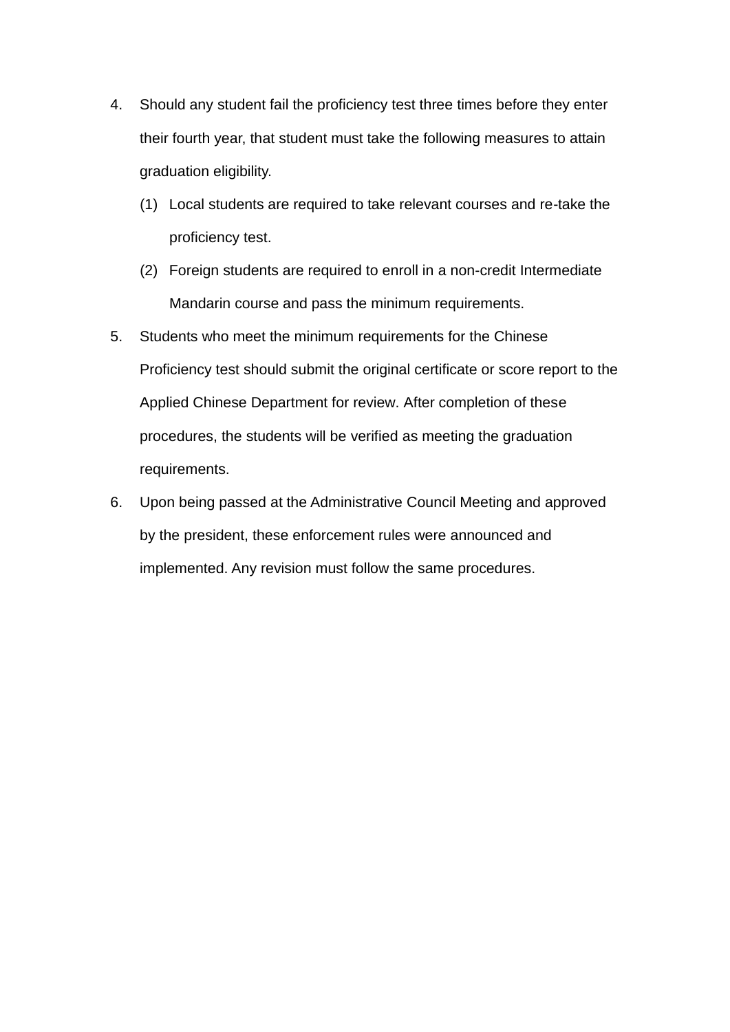4. Should any student fail the proficiency test three times before they enter their fourth year, that student must take the following measures to attain graduation eligibility.
   (1) Local students are required to take relevant courses and re-take the proficiency test.
   (2) Foreign students are required to enroll in a non-credit Intermediate Mandarin course and pass the minimum requirements.
5. Students who meet the minimum requirements for the Chinese Proficiency test should submit the original certificate or score report to the Applied Chinese Department for review. After completion of these procedures, the students will be verified as meeting the graduation requirements.
6. Upon being passed at the Administrative Council Meeting and approved by the president, these enforcement rules were announced and implemented. Any revision must follow the same procedures.